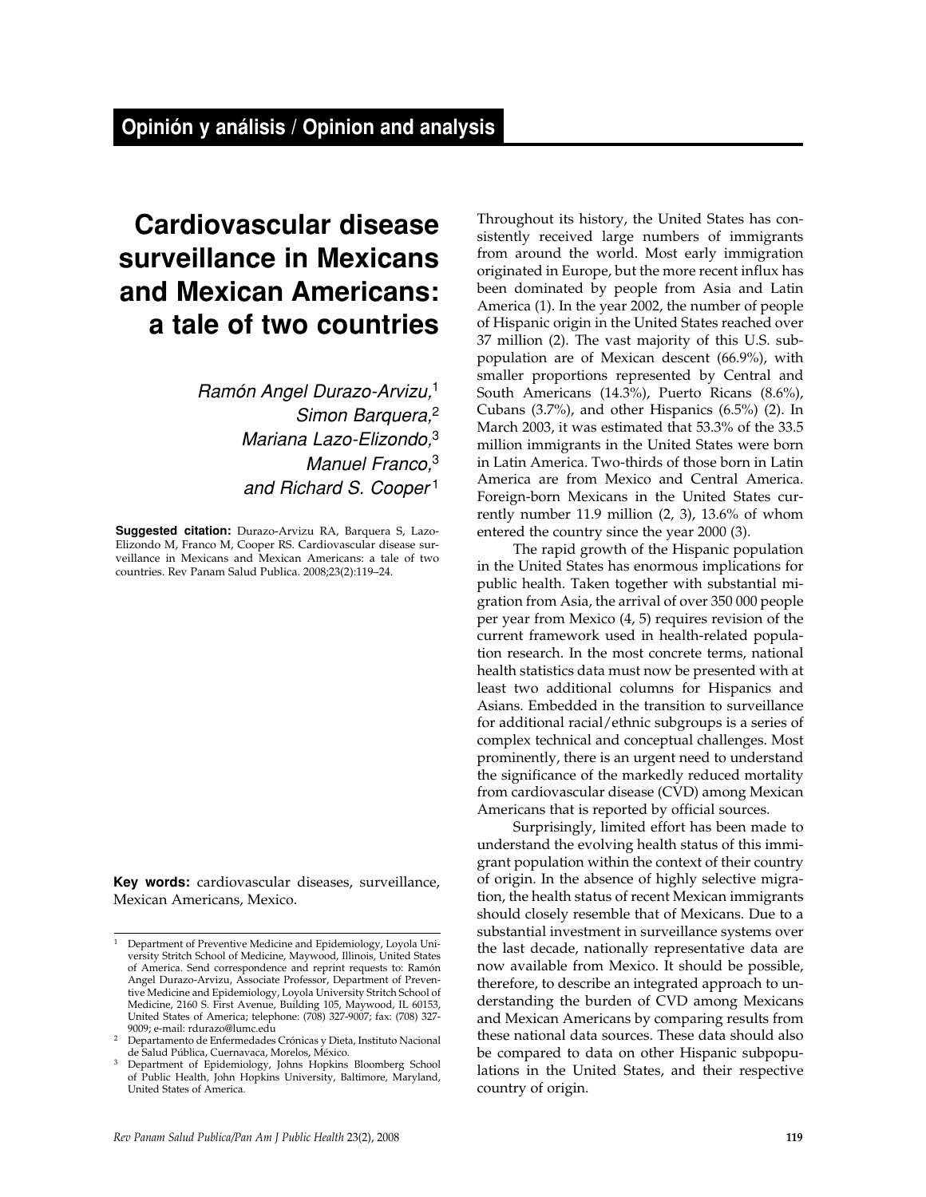**Opinión y análisis / Opinion and analysis**

# Cardiovascular disease surveillance in Mexicans and Mexican Americans: a tale of two countries

*Ramón Angel Durazo-Arvizu,[1] Simon Barquera,[2] Mariana Lazo-Elizondo,[3] Manuel Franco,[3] and Richard S. Cooper[1]*

**Suggested citation:** Durazo-Arvizu RA, Barquera S, Lazo-Elizondo M, Franco M, Cooper RS. Cardiovascular disease surveillance in Mexicans and Mexican Americans: a tale of two countries. Rev Panam Salud Publica. 2008;23(2):119–24.

**Key words:** cardiovascular diseases, surveillance, Mexican Americans, Mexico.

Throughout its history, the United States has consistently received large numbers of immigrants from around the world. Most early immigration originated in Europe, but the more recent influx has been dominated by people from Asia and Latin America (1). In the year 2002, the number of people of Hispanic origin in the United States reached over 37 million (2). The vast majority of this U.S. subpopulation are of Mexican descent (66.9%), with smaller proportions represented by Central and South Americans (14.3%), Puerto Ricans (8.6%), Cubans (3.7%), and other Hispanics (6.5%) (2). In March 2003, it was estimated that 53.3% of the 33.5 million immigrants in the United States were born in Latin America. Two-thirds of those born in Latin America are from Mexico and Central America. Foreign-born Mexicans in the United States currently number 11.9 million (2, 3), 13.6% of whom entered the country since the year 2000 (3).

The rapid growth of the Hispanic population in the United States has enormous implications for public health. Taken together with substantial migration from Asia, the arrival of over 350 000 people per year from Mexico (4, 5) requires revision of the current framework used in health-related population research. In the most concrete terms, national health statistics data must now be presented with at least two additional columns for Hispanics and Asians. Embedded in the transition to surveillance for additional racial/ethnic subgroups is a series of complex technical and conceptual challenges. Most prominently, there is an urgent need to understand the significance of the markedly reduced mortality from cardiovascular disease (CVD) among Mexican Americans that is reported by official sources.

Surprisingly, limited effort has been made to understand the evolving health status of this immigrant population within the context of their country of origin. In the absence of highly selective migration, the health status of recent Mexican immigrants should closely resemble that of Mexicans. Due to a substantial investment in surveillance systems over the last decade, nationally representative data are now available from Mexico. It should be possible, therefore, to describe an integrated approach to understanding the burden of CVD among Mexicans and Mexican Americans by comparing results from these national data sources. These data should also be compared to data on other Hispanic subpopulations in the United States, and their respective country of origin.

---

[1] Department of Preventive Medicine and Epidemiology, Loyola University Stritch School of Medicine, Maywood, Illinois, United States of America. Send correspondence and reprint requests to: Ramón Angel Durazo-Arvizu, Associate Professor, Department of Preventive Medicine and Epidemiology, Loyola University Stritch School of Medicine, 2160 S. First Avenue, Building 105, Maywood, IL 60153, United States of America; telephone: (708) 327-9007; fax: (708) 327-9009; e-mail: rdurazo@lumc.edu

[2] Departamento de Enfermedades Crónicas y Dieta, Instituto Nacional de Salud Pública, Cuernavaca, Morelos, México.

[3] Department of Epidemiology, Johns Hopkins Bloomberg School of Public Health, John Hopkins University, Baltimore, Maryland, United States of America.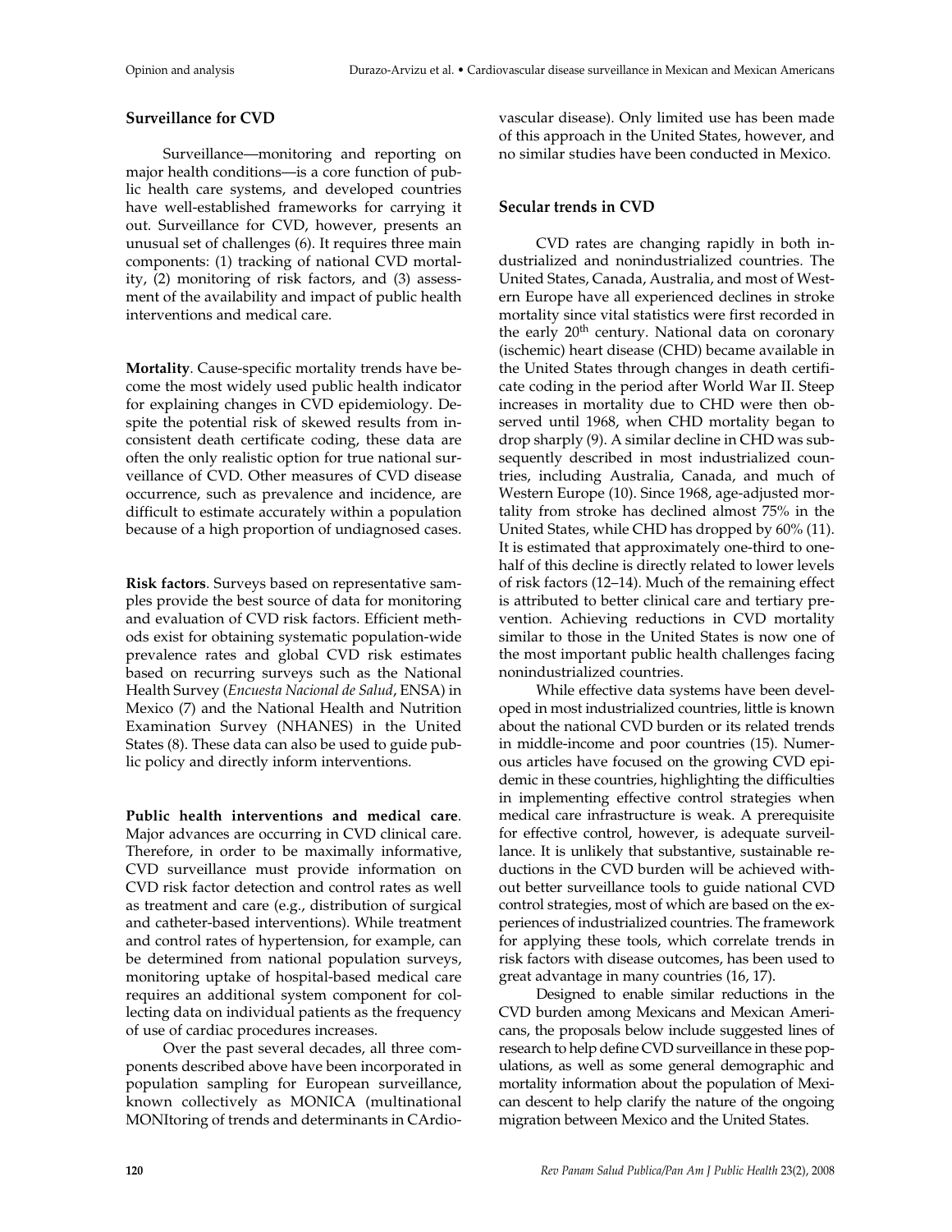## Surveillance for CVD

Surveillance—monitoring and reporting on major health conditions—is a core function of public health care systems, and developed countries have well-established frameworks for carrying it out. Surveillance for CVD, however, presents an unusual set of challenges (6). It requires three main components: (1) tracking of national CVD mortality, (2) monitoring of risk factors, and (3) assessment of the availability and impact of public health interventions and medical care.

**Mortality**. Cause-specific mortality trends have become the most widely used public health indicator for explaining changes in CVD epidemiology. Despite the potential risk of skewed results from inconsistent death certificate coding, these data are often the only realistic option for true national surveillance of CVD. Other measures of CVD disease occurrence, such as prevalence and incidence, are difficult to estimate accurately within a population because of a high proportion of undiagnosed cases.

**Risk factors**. Surveys based on representative samples provide the best source of data for monitoring and evaluation of CVD risk factors. Efficient methods exist for obtaining systematic population-wide prevalence rates and global CVD risk estimates based on recurring surveys such as the National Health Survey (*Encuesta Nacional de Salud*, ENSA) in Mexico (7) and the National Health and Nutrition Examination Survey (NHANES) in the United States (8). These data can also be used to guide public policy and directly inform interventions.

**Public health interventions and medical care**. Major advances are occurring in CVD clinical care. Therefore, in order to be maximally informative, CVD surveillance must provide information on CVD risk factor detection and control rates as well as treatment and care (e.g., distribution of surgical and catheter-based interventions). While treatment and control rates of hypertension, for example, can be determined from national population surveys, monitoring uptake of hospital-based medical care requires an additional system component for collecting data on individual patients as the frequency of use of cardiac procedures increases.

Over the past several decades, all three components described above have been incorporated in population sampling for European surveillance, known collectively as MONICA (multinational MONItoring of trends and determinants in CArdiovascular disease). Only limited use has been made of this approach in the United States, however, and no similar studies have been conducted in Mexico.

## Secular trends in CVD

CVD rates are changing rapidly in both industrialized and nonindustrialized countries. The United States, Canada, Australia, and most of Western Europe have all experienced declines in stroke mortality since vital statistics were first recorded in the early 20th century. National data on coronary (ischemic) heart disease (CHD) became available in the United States through changes in death certificate coding in the period after World War II. Steep increases in mortality due to CHD were then observed until 1968, when CHD mortality began to drop sharply (9). A similar decline in CHD was subsequently described in most industrialized countries, including Australia, Canada, and much of Western Europe (10). Since 1968, age-adjusted mortality from stroke has declined almost 75% in the United States, while CHD has dropped by 60% (11). It is estimated that approximately one-third to one-half of this decline is directly related to lower levels of risk factors (12–14). Much of the remaining effect is attributed to better clinical care and tertiary prevention. Achieving reductions in CVD mortality similar to those in the United States is now one of the most important public health challenges facing nonindustrialized countries.

While effective data systems have been developed in most industrialized countries, little is known about the national CVD burden or its related trends in middle-income and poor countries (15). Numerous articles have focused on the growing CVD epidemic in these countries, highlighting the difficulties in implementing effective control strategies when medical care infrastructure is weak. A prerequisite for effective control, however, is adequate surveillance. It is unlikely that substantive, sustainable reductions in the CVD burden will be achieved without better surveillance tools to guide national CVD control strategies, most of which are based on the experiences of industrialized countries. The framework for applying these tools, which correlate trends in risk factors with disease outcomes, has been used to great advantage in many countries (16, 17).

Designed to enable similar reductions in the CVD burden among Mexicans and Mexican Americans, the proposals below include suggested lines of research to help define CVD surveillance in these populations, as well as some general demographic and mortality information about the population of Mexican descent to help clarify the nature of the ongoing migration between Mexico and the United States.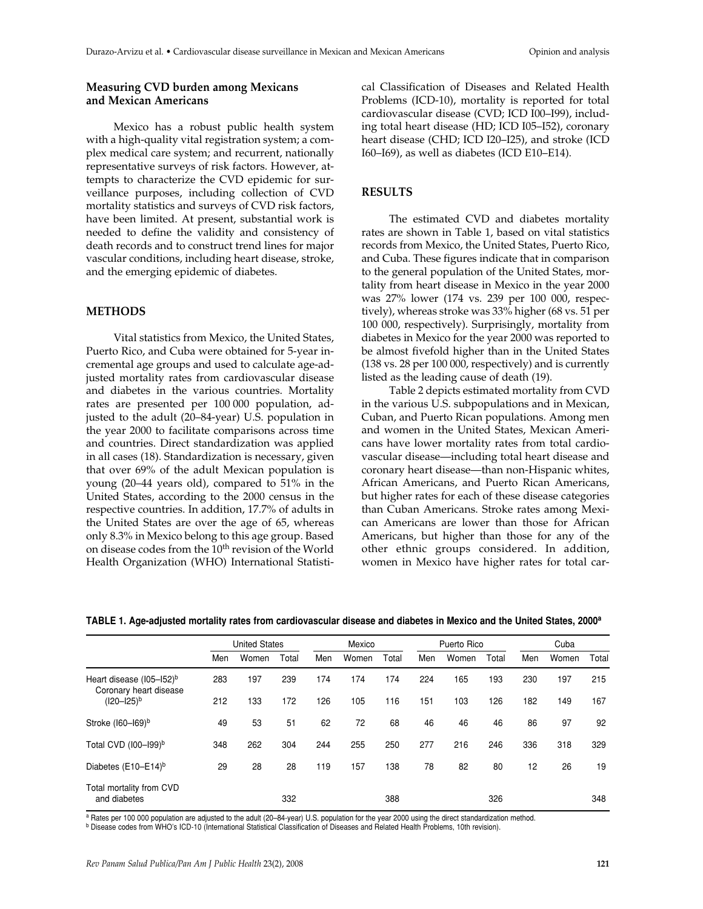## Measuring CVD burden among Mexicans and Mexican Americans

Mexico has a robust public health system with a high-quality vital registration system; a complex medical care system; and recurrent, nationally representative surveys of risk factors. However, attempts to characterize the CVD epidemic for surveillance purposes, including collection of CVD mortality statistics and surveys of CVD risk factors, have been limited. At present, substantial work is needed to define the validity and consistency of death records and to construct trend lines for major vascular conditions, including heart disease, stroke, and the emerging epidemic of diabetes.

## METHODS

Vital statistics from Mexico, the United States, Puerto Rico, and Cuba were obtained for 5-year incremental age groups and used to calculate age-adjusted mortality rates from cardiovascular disease and diabetes in the various countries. Mortality rates are presented per 100 000 population, adjusted to the adult (20–84-year) U.S. population in the year 2000 to facilitate comparisons across time and countries. Direct standardization was applied in all cases (18). Standardization is necessary, given that over 69% of the adult Mexican population is young (20–44 years old), compared to 51% in the United States, according to the 2000 census in the respective countries. In addition, 17.7% of adults in the United States are over the age of 65, whereas only 8.3% in Mexico belong to this age group. Based on disease codes from the 10th revision of the World Health Organization (WHO) International Statistical Classification of Diseases and Related Health Problems (ICD-10), mortality is reported for total cardiovascular disease (CVD; ICD I00–I99), including total heart disease (HD; ICD I05–I52), coronary heart disease (CHD; ICD I20–I25), and stroke (ICD I60–I69), as well as diabetes (ICD E10–E14).

## RESULTS

The estimated CVD and diabetes mortality rates are shown in Table 1, based on vital statistics records from Mexico, the United States, Puerto Rico, and Cuba. These figures indicate that in comparison to the general population of the United States, mortality from heart disease in Mexico in the year 2000 was 27% lower (174 vs. 239 per 100 000, respectively), whereas stroke was 33% higher (68 vs. 51 per 100 000, respectively). Surprisingly, mortality from diabetes in Mexico for the year 2000 was reported to be almost fivefold higher than in the United States (138 vs. 28 per 100 000, respectively) and is currently listed as the leading cause of death (19).

Table 2 depicts estimated mortality from CVD in the various U.S. subpopulations and in Mexican, Cuban, and Puerto Rican populations. Among men and women in the United States, Mexican Americans have lower mortality rates from total cardiovascular disease—including total heart disease and coronary heart disease—than non-Hispanic whites, African Americans, and Puerto Rican Americans, but higher rates for each of these disease categories than Cuban Americans. Stroke rates among Mexican Americans are lower than those for African Americans, but higher than those for any of the other ethnic groups considered. In addition, women in Mexico have higher rates for total car-

**TABLE 1. Age-adjusted mortality rates from cardiovascular disease and diabetes in Mexico and the United States, 2000[a]**

| | United States | | | Mexico | | | Puerto Rico | | | Cuba | | |
|---|---|---|---|---|---|---|---|---|---|---|---|---|
| | Men | Women | Total | Men | Women | Total | Men | Women | Total | Men | Women | Total |
| Heart disease (I05–I52)[b] | 283 | 197 | 239 | 174 | 174 | 174 | 224 | 165 | 193 | 230 | 197 | 215 |
| Coronary heart disease (I20–I25)[b] | 212 | 133 | 172 | 126 | 105 | 116 | 151 | 103 | 126 | 182 | 149 | 167 |
| Stroke (I60–I69)[b] | 49 | 53 | 51 | 62 | 72 | 68 | 46 | 46 | 46 | 86 | 97 | 92 |
| Total CVD (I00–I99)[b] | 348 | 262 | 304 | 244 | 255 | 250 | 277 | 216 | 246 | 336 | 318 | 329 |
| Diabetes (E10–E14)[b] | 29 | 28 | 28 | 119 | 157 | 138 | 78 | 82 | 80 | 12 | 26 | 19 |
| Total mortality from CVD and diabetes | | | 332 | | | 388 | | | 326 | | | 348 |

[a] Rates per 100 000 population are adjusted to the adult (20–84-year) U.S. population for the year 2000 using the direct standardization method.
[b] Disease codes from WHO's ICD-10 (International Statistical Classification of Diseases and Related Health Problems, 10th revision).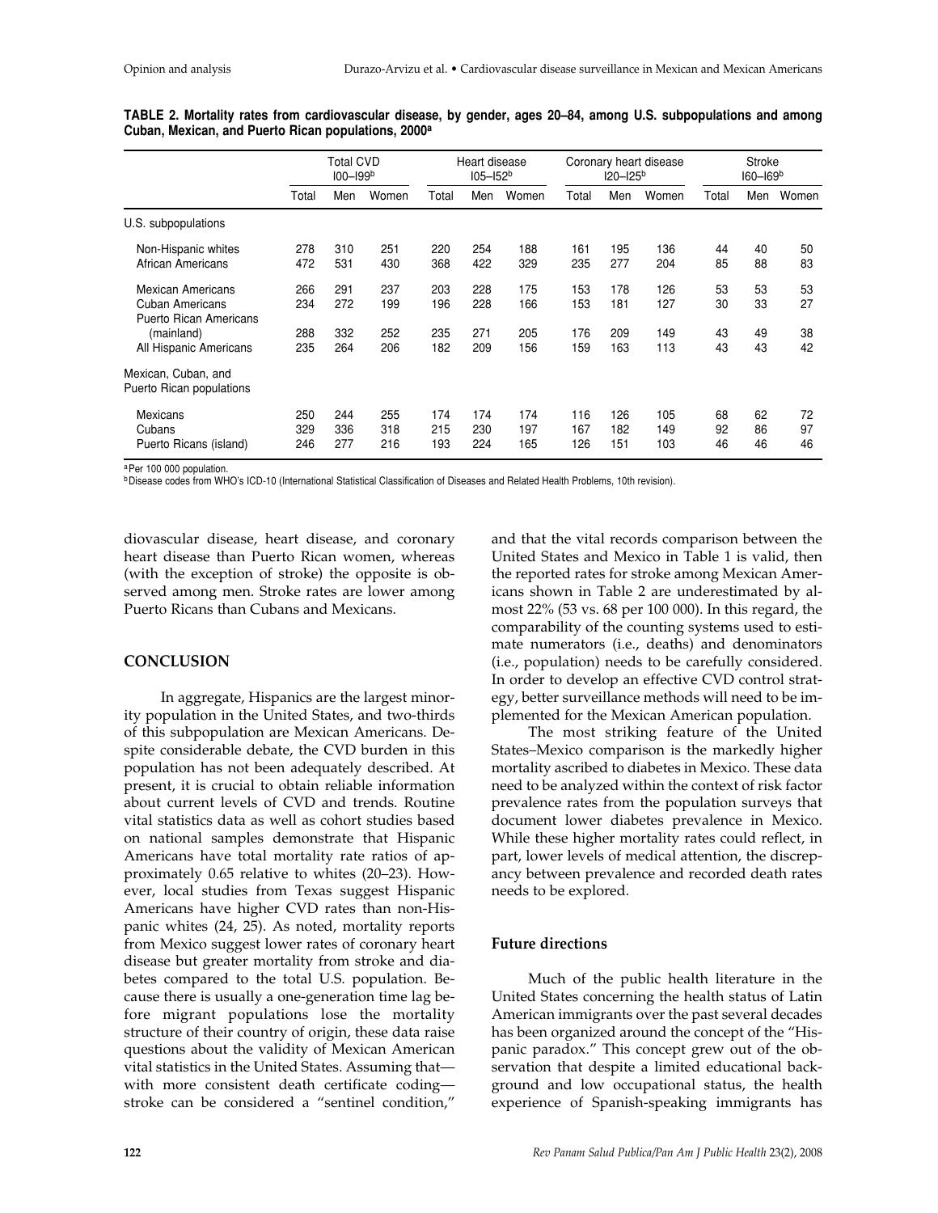**TABLE 2. Mortality rates from cardiovascular disease, by gender, ages 20–84, among U.S. subpopulations and among Cuban, Mexican, and Puerto Rican populations, 2000[a]**

| | Total CVD I00–I99[b] | | | Heart disease I05–I52[b] | | | Coronary heart disease I20–I25[b] | | | Stroke I60–I69[b] | | |
|---|---|---|---|---|---|---|---|---|---|---|---|---|
| | Total | Men | Women | Total | Men | Women | Total | Men | Women | Total | Men | Women |
| U.S. subpopulations | | | | | | | | | | | | |
| Non-Hispanic whites | 278 | 310 | 251 | 220 | 254 | 188 | 161 | 195 | 136 | 44 | 40 | 50 |
| African Americans | 472 | 531 | 430 | 368 | 422 | 329 | 235 | 277 | 204 | 85 | 88 | 83 |
| Mexican Americans | 266 | 291 | 237 | 203 | 228 | 175 | 153 | 178 | 126 | 53 | 53 | 53 |
| Cuban Americans | 234 | 272 | 199 | 196 | 228 | 166 | 153 | 181 | 127 | 30 | 33 | 27 |
| Puerto Rican Americans (mainland) | 288 | 332 | 252 | 235 | 271 | 205 | 176 | 209 | 149 | 43 | 49 | 38 |
| All Hispanic Americans | 235 | 264 | 206 | 182 | 209 | 156 | 159 | 163 | 113 | 43 | 43 | 42 |
| Mexican, Cuban, and Puerto Rican populations | | | | | | | | | | | | |
| Mexicans | 250 | 244 | 255 | 174 | 174 | 174 | 116 | 126 | 105 | 68 | 62 | 72 |
| Cubans | 329 | 336 | 318 | 215 | 230 | 197 | 167 | 182 | 149 | 92 | 86 | 97 |
| Puerto Ricans (island) | 246 | 277 | 216 | 193 | 224 | 165 | 126 | 151 | 103 | 46 | 46 | 46 |

[a] Per 100 000 population.
[b] Disease codes from WHO's ICD-10 (International Statistical Classification of Diseases and Related Health Problems, 10th revision).

diovascular disease, heart disease, and coronary heart disease than Puerto Rican women, whereas (with the exception of stroke) the opposite is observed among men. Stroke rates are lower among Puerto Ricans than Cubans and Mexicans.

## CONCLUSION

In aggregate, Hispanics are the largest minority population in the United States, and two-thirds of this subpopulation are Mexican Americans. Despite considerable debate, the CVD burden in this population has not been adequately described. At present, it is crucial to obtain reliable information about current levels of CVD and trends. Routine vital statistics data as well as cohort studies based on national samples demonstrate that Hispanic Americans have total mortality rate ratios of approximately 0.65 relative to whites (20–23). However, local studies from Texas suggest Hispanic Americans have higher CVD rates than non-Hispanic whites (24, 25). As noted, mortality reports from Mexico suggest lower rates of coronary heart disease but greater mortality from stroke and diabetes compared to the total U.S. population. Because there is usually a one-generation time lag before migrant populations lose the mortality structure of their country of origin, these data raise questions about the validity of Mexican American vital statistics in the United States. Assuming that—with more consistent death certificate coding—stroke can be considered a "sentinel condition," and that the vital records comparison between the United States and Mexico in Table 1 is valid, then the reported rates for stroke among Mexican Americans shown in Table 2 are underestimated by almost 22% (53 vs. 68 per 100 000). In this regard, the comparability of the counting systems used to estimate numerators (i.e., deaths) and denominators (i.e., population) needs to be carefully considered. In order to develop an effective CVD control strategy, better surveillance methods will need to be implemented for the Mexican American population.

The most striking feature of the United States–Mexico comparison is the markedly higher mortality ascribed to diabetes in Mexico. These data need to be analyzed within the context of risk factor prevalence rates from the population surveys that document lower diabetes prevalence in Mexico. While these higher mortality rates could reflect, in part, lower levels of medical attention, the discrepancy between prevalence and recorded death rates needs to be explored.

### Future directions

Much of the public health literature in the United States concerning the health status of Latin American immigrants over the past several decades has been organized around the concept of the "Hispanic paradox." This concept grew out of the observation that despite a limited educational background and low occupational status, the health experience of Spanish-speaking immigrants has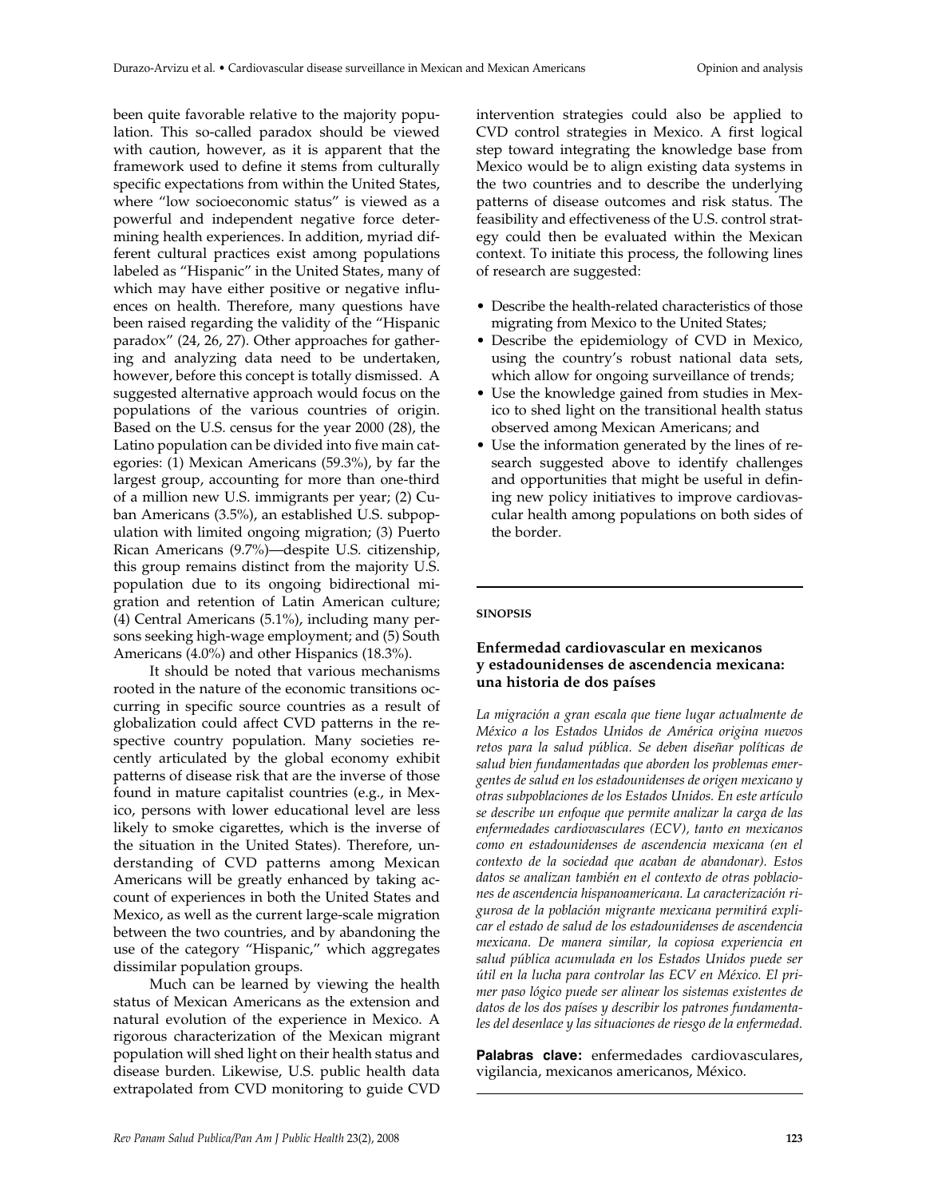been quite favorable relative to the majority population. This so-called paradox should be viewed with caution, however, as it is apparent that the framework used to define it stems from culturally specific expectations from within the United States, where "low socioeconomic status" is viewed as a powerful and independent negative force determining health experiences. In addition, myriad different cultural practices exist among populations labeled as "Hispanic" in the United States, many of which may have either positive or negative influences on health. Therefore, many questions have been raised regarding the validity of the "Hispanic paradox" (24, 26, 27). Other approaches for gathering and analyzing data need to be undertaken, however, before this concept is totally dismissed. A suggested alternative approach would focus on the populations of the various countries of origin. Based on the U.S. census for the year 2000 (28), the Latino population can be divided into five main categories: (1) Mexican Americans (59.3%), by far the largest group, accounting for more than one-third of a million new U.S. immigrants per year; (2) Cuban Americans (3.5%), an established U.S. subpopulation with limited ongoing migration; (3) Puerto Rican Americans (9.7%)—despite U.S. citizenship, this group remains distinct from the majority U.S. population due to its ongoing bidirectional migration and retention of Latin American culture; (4) Central Americans (5.1%), including many persons seeking high-wage employment; and (5) South Americans (4.0%) and other Hispanics (18.3%).

It should be noted that various mechanisms rooted in the nature of the economic transitions occurring in specific source countries as a result of globalization could affect CVD patterns in the respective country population. Many societies recently articulated by the global economy exhibit patterns of disease risk that are the inverse of those found in mature capitalist countries (e.g., in Mexico, persons with lower educational level are less likely to smoke cigarettes, which is the inverse of the situation in the United States). Therefore, understanding of CVD patterns among Mexican Americans will be greatly enhanced by taking account of experiences in both the United States and Mexico, as well as the current large-scale migration between the two countries, and by abandoning the use of the category "Hispanic," which aggregates dissimilar population groups.

Much can be learned by viewing the health status of Mexican Americans as the extension and natural evolution of the experience in Mexico. A rigorous characterization of the Mexican migrant population will shed light on their health status and disease burden. Likewise, U.S. public health data extrapolated from CVD monitoring to guide CVD intervention strategies could also be applied to CVD control strategies in Mexico. A first logical step toward integrating the knowledge base from Mexico would be to align existing data systems in the two countries and to describe the underlying patterns of disease outcomes and risk status. The feasibility and effectiveness of the U.S. control strategy could then be evaluated within the Mexican context. To initiate this process, the following lines of research are suggested:

- Describe the health-related characteristics of those migrating from Mexico to the United States;
- Describe the epidemiology of CVD in Mexico, using the country's robust national data sets, which allow for ongoing surveillance of trends;
- Use the knowledge gained from studies in Mexico to shed light on the transitional health status observed among Mexican Americans; and
- Use the information generated by the lines of research suggested above to identify challenges and opportunities that might be useful in defining new policy initiatives to improve cardiovascular health among populations on both sides of the border.

---

**SINOPSIS**

### Enfermedad cardiovascular en mexicanos y estadounidenses de ascendencia mexicana: una historia de dos países

*La migración a gran escala que tiene lugar actualmente de México a los Estados Unidos de América origina nuevos retos para la salud pública. Se deben diseñar políticas de salud bien fundamentadas que aborden los problemas emergentes de salud en los estadounidenses de origen mexicano y otras subpoblaciones de los Estados Unidos. En este artículo se describe un enfoque que permite analizar la carga de las enfermedades cardiovasculares (ECV), tanto en mexicanos como en estadounidenses de ascendencia mexicana (en el contexto de la sociedad que acaban de abandonar). Estos datos se analizan también en el contexto de otras poblaciones de ascendencia hispanoamericana. La caracterización rigurosa de la población migrante mexicana permitirá explicar el estado de salud de los estadounidenses de ascendencia mexicana. De manera similar, la copiosa experiencia en salud pública acumulada en los Estados Unidos puede ser útil en la lucha para controlar las ECV en México. El primer paso lógico puede ser alinear los sistemas existentes de datos de los dos países y describir los patrones fundamentales del desenlace y las situaciones de riesgo de la enfermedad.*

**Palabras clave:** enfermedades cardiovasculares, vigilancia, mexicanos americanos, México.

---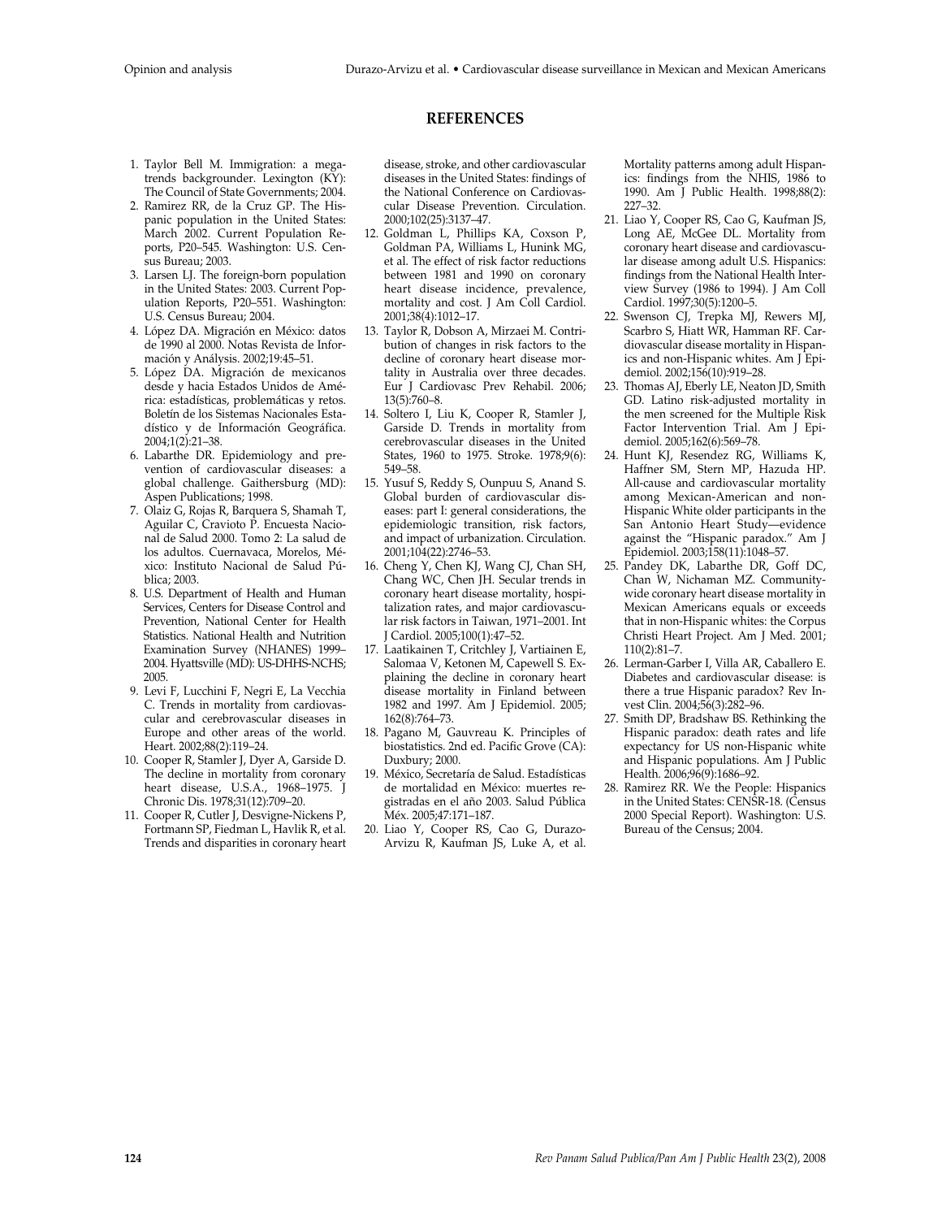## REFERENCES

1. Taylor Bell M. Immigration: a megatrends backgrounder. Lexington (KY): The Council of State Governments; 2004.
2. Ramirez RR, de la Cruz GP. The Hispanic population in the United States: March 2002. Current Population Reports, P20–545. Washington: U.S. Census Bureau; 2003.
3. Larsen LJ. The foreign-born population in the United States: 2003. Current Population Reports, P20–551. Washington: U.S. Census Bureau; 2004.
4. López DA. Migración en México: datos de 1990 al 2000. Notas Revista de Información y Análysis. 2002;19:45–51.
5. López DA. Migración de mexicanos desde y hacia Estados Unidos de América: estadísticas, problemáticas y retos. Boletín de los Sistemas Nacionales Estadístico y de Información Geográfica. 2004;1(2):21–38.
6. Labarthe DR. Epidemiology and prevention of cardiovascular diseases: a global challenge. Gaithersburg (MD): Aspen Publications; 1998.
7. Olaiz G, Rojas R, Barquera S, Shamah T, Aguilar C, Cravioto P. Encuesta Nacional de Salud 2000. Tomo 2: La salud de los adultos. Cuernavaca, Morelos, México: Instituto Nacional de Salud Pública; 2003.
8. U.S. Department of Health and Human Services, Centers for Disease Control and Prevention, National Center for Health Statistics. National Health and Nutrition Examination Survey (NHANES) 1999–2004. Hyattsville (MD): US-DHHS-NCHS; 2005.
9. Levi F, Lucchini F, Negri E, La Vecchia C. Trends in mortality from cardiovascular and cerebrovascular diseases in Europe and other areas of the world. Heart. 2002;88(2):119–24.
10. Cooper R, Stamler J, Dyer A, Garside D. The decline in mortality from coronary heart disease, U.S.A., 1968–1975. J Chronic Dis. 1978;31(12):709–20.
11. Cooper R, Cutler J, Desvigne-Nickens P, Fortmann SP, Fiedman L, Havlik R, et al. Trends and disparities in coronary heart disease, stroke, and other cardiovascular diseases in the United States: findings of the National Conference on Cardiovascular Disease Prevention. Circulation. 2000;102(25):3137–47.
12. Goldman L, Phillips KA, Coxson P, Goldman PA, Williams L, Hunink MG, et al. The effect of risk factor reductions between 1981 and 1990 on coronary heart disease incidence, prevalence, mortality and cost. J Am Coll Cardiol. 2001;38(4):1012–17.
13. Taylor R, Dobson A, Mirzaei M. Contribution of changes in risk factors to the decline of coronary heart disease mortality in Australia over three decades. Eur J Cardiovasc Prev Rehabil. 2006; 13(5):760–8.
14. Soltero I, Liu K, Cooper R, Stamler J, Garside D. Trends in mortality from cerebrovascular diseases in the United States, 1960 to 1975. Stroke. 1978;9(6): 549–58.
15. Yusuf S, Reddy S, Ounpuu S, Anand S. Global burden of cardiovascular diseases: part I: general considerations, the epidemiologic transition, risk factors, and impact of urbanization. Circulation. 2001;104(22):2746–53.
16. Cheng Y, Chen KJ, Wang CJ, Chan SH, Chang WC, Chen JH. Secular trends in coronary heart disease mortality, hospitalization rates, and major cardiovascular risk factors in Taiwan, 1971–2001. Int J Cardiol. 2005;100(1):47–52.
17. Laatikainen T, Critchley J, Vartiainen E, Salomaa V, Ketonen M, Capewell S. Explaining the decline in coronary heart disease mortality in Finland between 1982 and 1997. Am J Epidemiol. 2005; 162(8):764–73.
18. Pagano M, Gauvreau K. Principles of biostatistics. 2nd ed. Pacific Grove (CA): Duxbury; 2000.
19. México, Secretaría de Salud. Estadísticas de mortalidad en México: muertes registradas en el año 2003. Salud Pública Méx. 2005;47:171–187.
20. Liao Y, Cooper RS, Cao G, Durazo-Arvizu R, Kaufman JS, Luke A, et al. Mortality patterns among adult Hispanics: findings from the NHIS, 1986 to 1990. Am J Public Health. 1998;88(2): 227–32.
21. Liao Y, Cooper RS, Cao G, Kaufman JS, Long AE, McGee DL. Mortality from coronary heart disease and cardiovascular disease among adult U.S. Hispanics: findings from the National Health Interview Survey (1986 to 1994). J Am Coll Cardiol. 1997;30(5):1200–5.
22. Swenson CJ, Trepka MJ, Rewers MJ, Scarbro S, Hiatt WR, Hamman RF. Cardiovascular disease mortality in Hispanics and non-Hispanic whites. Am J Epidemiol. 2002;156(10):919–28.
23. Thomas AJ, Eberly LE, Neaton JD, Smith GD. Latino risk-adjusted mortality in the men screened for the Multiple Risk Factor Intervention Trial. Am J Epidemiol. 2005;162(6):569–78.
24. Hunt KJ, Resendez RG, Williams K, Haffner SM, Stern MP, Hazuda HP. All-cause and cardiovascular mortality among Mexican-American and non-Hispanic White older participants in the San Antonio Heart Study—evidence against the "Hispanic paradox." Am J Epidemiol. 2003;158(11):1048–57.
25. Pandey DK, Labarthe DR, Goff DC, Chan W, Nichaman MZ. Community-wide coronary heart disease mortality in Mexican Americans equals or exceeds that in non-Hispanic whites: the Corpus Christi Heart Project. Am J Med. 2001; 110(2):81–7.
26. Lerman-Garber I, Villa AR, Caballero E. Diabetes and cardiovascular disease: is there a true Hispanic paradox? Rev Invest Clin. 2004;56(3):282–96.
27. Smith DP, Bradshaw BS. Rethinking the Hispanic paradox: death rates and life expectancy for US non-Hispanic white and Hispanic populations. Am J Public Health. 2006;96(9):1686–92.
28. Ramirez RR. We the People: Hispanics in the United States: CENSR-18. (Census 2000 Special Report). Washington: U.S. Bureau of the Census; 2004.